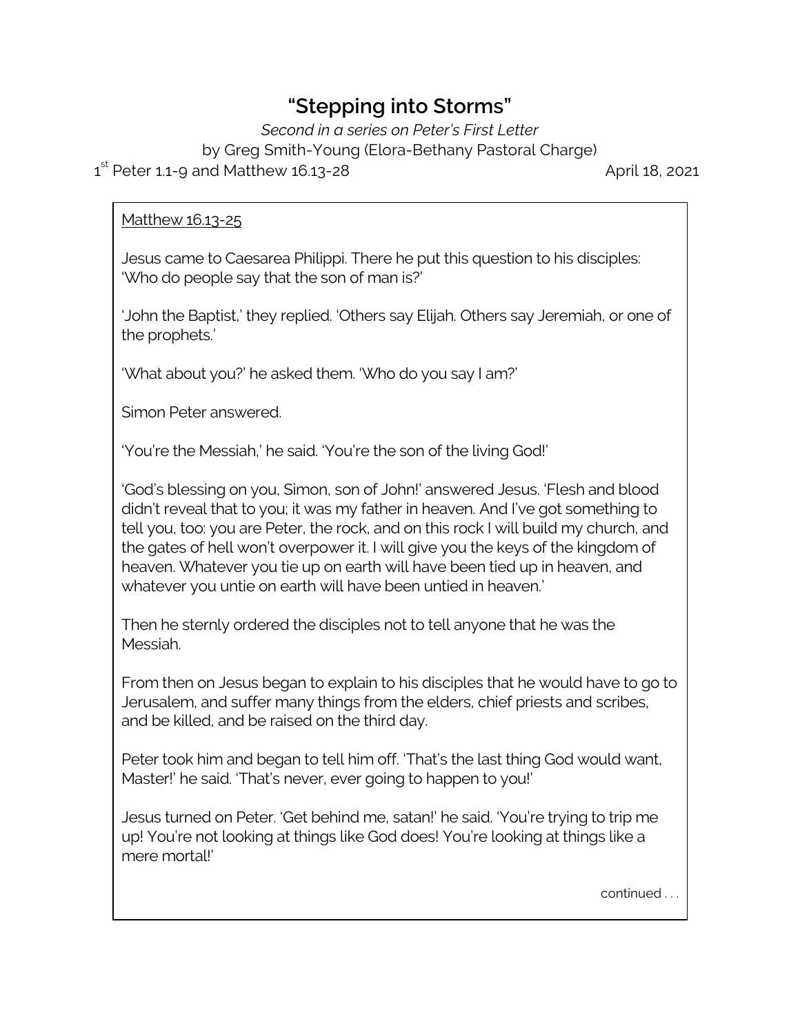# "Stepping into Storms"

*Second in a series on Peter's First Letter*

by Greg Smith-Young (Elora-Bethany Pastoral Charge)

1st Peter 1.1-9 and Matthew 16.13-28 April 18, 2021

Matthew 16.13-25

Jesus came to Caesarea Philippi. There he put this question to his disciples: 'Who do people say that the son of man is?'

'John the Baptist,' they replied. 'Others say Elijah. Others say Jeremiah, or one of the prophets.'

'What about you?' he asked them. 'Who do you say I am?'

Simon Peter answered.

'You're the Messiah,' he said. 'You're the son of the living God!'

'God's blessing on you, Simon, son of John!' answered Jesus. 'Flesh and blood didn't reveal that to you; it was my father in heaven. And I've got something to tell you, too: you are Peter, the rock, and on this rock I will build my church, and the gates of hell won't overpower it. I will give you the keys of the kingdom of heaven. Whatever you tie up on earth will have been tied up in heaven, and whatever you untie on earth will have been untied in heaven.'

Then he sternly ordered the disciples not to tell anyone that he was the Messiah.

From then on Jesus began to explain to his disciples that he would have to go to Jerusalem, and suffer many things from the elders, chief priests and scribes, and be killed, and be raised on the third day.

Peter took him and began to tell him off. 'That's the last thing God would want, Master!' he said. 'That's never, ever going to happen to you!'

Jesus turned on Peter. 'Get behind me, satan!' he said. 'You're trying to trip me up! You're not looking at things like God does! You're looking at things like a mere mortal!'

continued . . .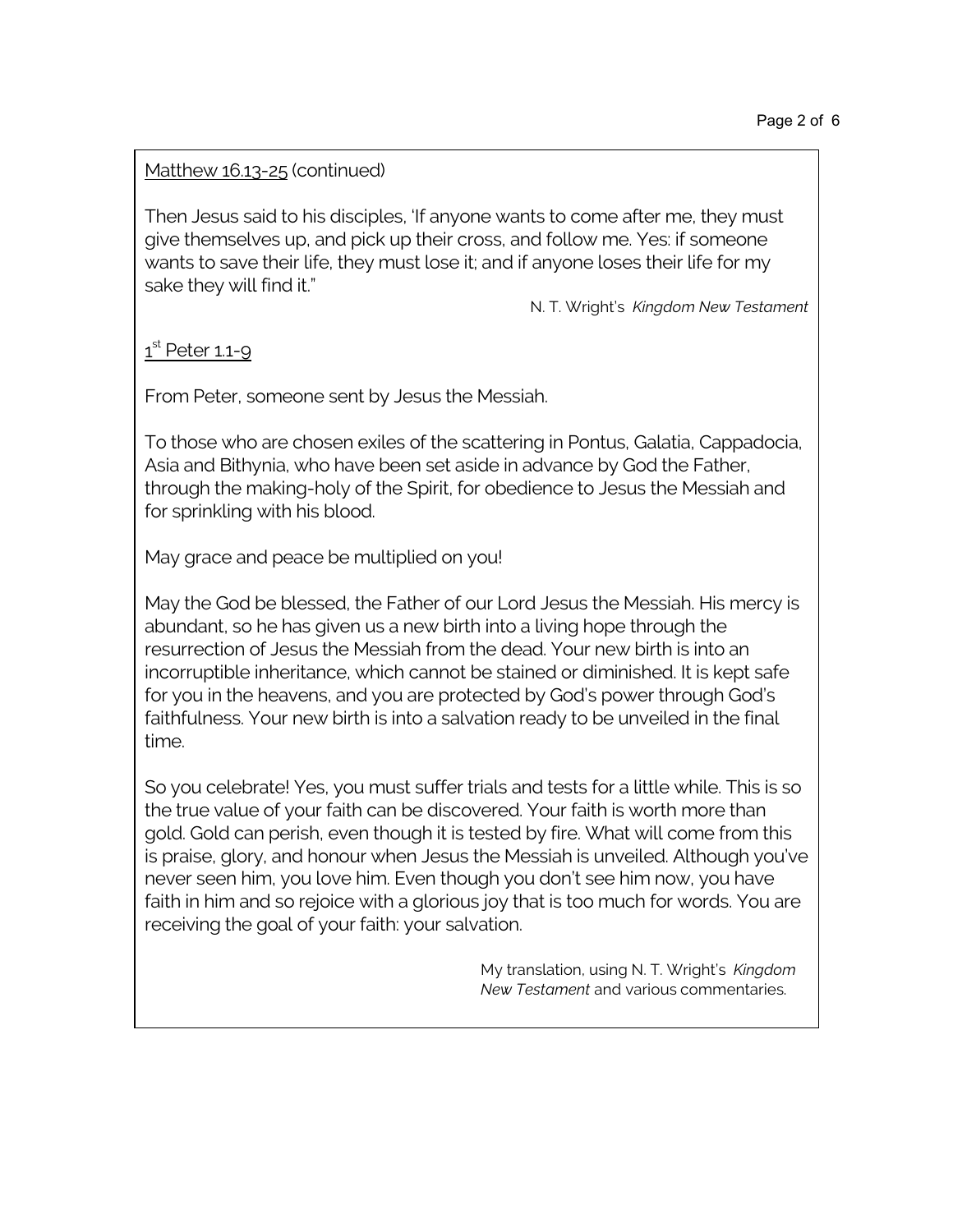Matthew 16.13-25 (continued)

Then Jesus said to his disciples, 'If anyone wants to come after me, they must give themselves up, and pick up their cross, and follow me. Yes: if someone wants to save their life, they must lose it; and if anyone loses their life for my sake they will find it."

N. T. Wright's *Kingdom New Testament*

1st Peter 1.1-9

From Peter, someone sent by Jesus the Messiah.

To those who are chosen exiles of the scattering in Pontus, Galatia, Cappadocia, Asia and Bithynia, who have been set aside in advance by God the Father, through the making-holy of the Spirit, for obedience to Jesus the Messiah and for sprinkling with his blood.

May grace and peace be multiplied on you!

May the God be blessed, the Father of our Lord Jesus the Messiah. His mercy is abundant, so he has given us a new birth into a living hope through the resurrection of Jesus the Messiah from the dead. Your new birth is into an incorruptible inheritance, which cannot be stained or diminished. It is kept safe for you in the heavens, and you are protected by God's power through God's faithfulness. Your new birth is into a salvation ready to be unveiled in the final time.

So you celebrate! Yes, you must suffer trials and tests for a little while. This is so the true value of your faith can be discovered. Your faith is worth more than gold. Gold can perish, even though it is tested by fire. What will come from this is praise, glory, and honour when Jesus the Messiah is unveiled. Although you've never seen him, you love him. Even though you don't see him now, you have faith in him and so rejoice with a glorious joy that is too much for words. You are receiving the goal of your faith: your salvation.

My translation, using N. T. Wright's *Kingdom New Testament* and various commentaries.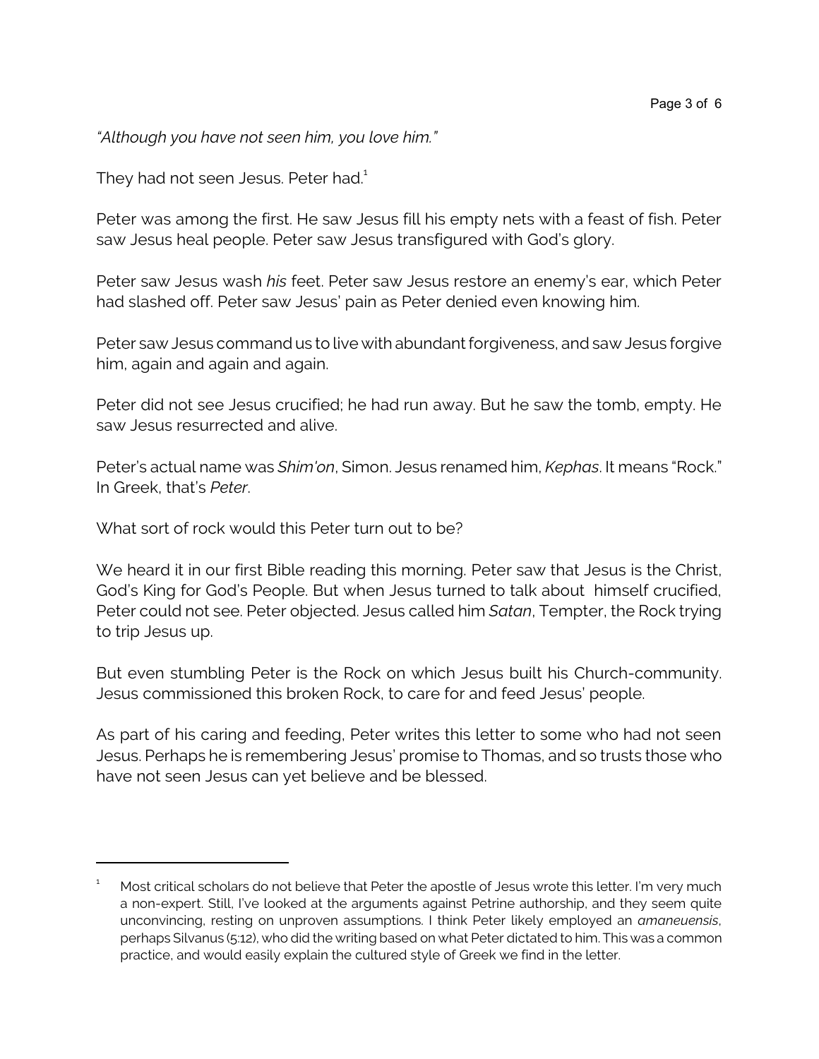*"Although you have not seen him, you love him."*

They had not seen Jesus. Peter had.[1]

Peter was among the first. He saw Jesus fill his empty nets with a feast of fish. Peter saw Jesus heal people. Peter saw Jesus transfigured with God's glory.

Peter saw Jesus wash *his* feet. Peter saw Jesus restore an enemy's ear, which Peter had slashed off. Peter saw Jesus' pain as Peter denied even knowing him.

Peter saw Jesus command us to live with abundant forgiveness, and saw Jesus forgive him, again and again and again.

Peter did not see Jesus crucified; he had run away. But he saw the tomb, empty. He saw Jesus resurrected and alive.

Peter's actual name was *Shim'on*, Simon. Jesus renamed him, *Kephas*. It means "Rock." In Greek, that's *Peter*.

What sort of rock would this Peter turn out to be?

We heard it in our first Bible reading this morning. Peter saw that Jesus is the Christ, God's King for God's People. But when Jesus turned to talk about himself crucified, Peter could not see. Peter objected. Jesus called him *Satan*, Tempter, the Rock trying to trip Jesus up.

But even stumbling Peter is the Rock on which Jesus built his Church-community. Jesus commissioned this broken Rock, to care for and feed Jesus' people.

As part of his caring and feeding, Peter writes this letter to some who had not seen Jesus. Perhaps he is remembering Jesus' promise to Thomas, and so trusts those who have not seen Jesus can yet believe and be blessed.

---

[1] Most critical scholars do not believe that Peter the apostle of Jesus wrote this letter. I'm very much a non-expert. Still, I've looked at the arguments against Petrine authorship, and they seem quite unconvincing, resting on unproven assumptions. I think Peter likely employed an *amaneuensis*, perhaps Silvanus (5:12), who did the writing based on what Peter dictated to him. This was a common practice, and would easily explain the cultured style of Greek we find in the letter.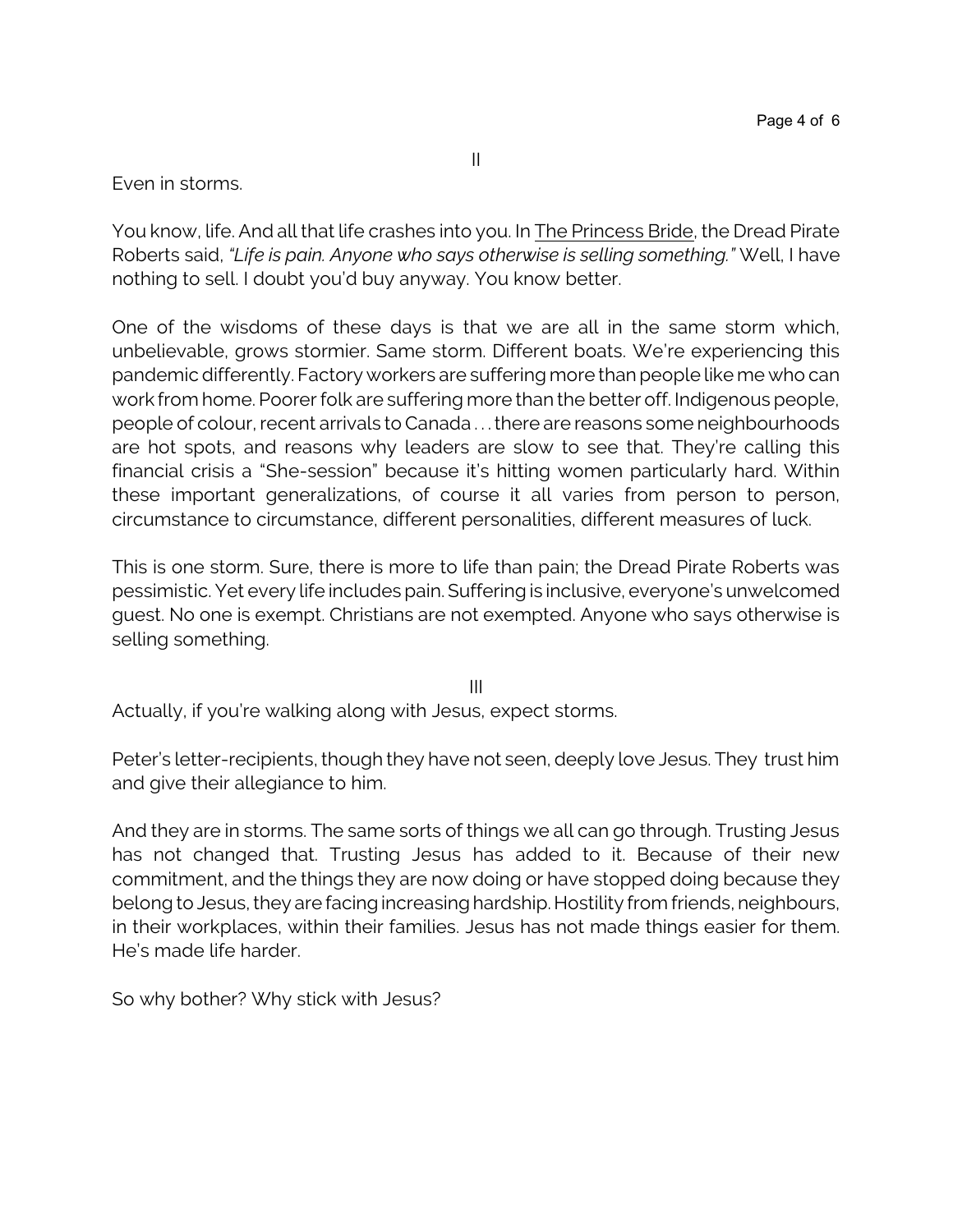## II

Even in storms.

You know, life. And all that life crashes into you. In The Princess Bride, the Dread Pirate Roberts said, *"Life is pain. Anyone who says otherwise is selling something."* Well, I have nothing to sell. I doubt you'd buy anyway. You know better.

One of the wisdoms of these days is that we are all in the same storm which, unbelievable, grows stormier. Same storm. Different boats. We're experiencing this pandemic differently. Factory workers are suffering more than people like me who can work from home. Poorer folk are suffering more than the better off. Indigenous people, people of colour, recent arrivals to Canada . . . there are reasons some neighbourhoods are hot spots, and reasons why leaders are slow to see that. They're calling this financial crisis a "She-session" because it's hitting women particularly hard. Within these important generalizations, of course it all varies from person to person, circumstance to circumstance, different personalities, different measures of luck.

This is one storm. Sure, there is more to life than pain; the Dread Pirate Roberts was pessimistic. Yet every life includes pain. Suffering is inclusive, everyone's unwelcomed guest. No one is exempt. Christians are not exempted. Anyone who says otherwise is selling something.

## III

Actually, if you're walking along with Jesus, expect storms.

Peter's letter-recipients, though they have not seen, deeply love Jesus. They trust him and give their allegiance to him.

And they are in storms. The same sorts of things we all can go through. Trusting Jesus has not changed that. Trusting Jesus has added to it. Because of their new commitment, and the things they are now doing or have stopped doing because they belong to Jesus, they are facing increasing hardship. Hostility from friends, neighbours, in their workplaces, within their families. Jesus has not made things easier for them. He's made life harder.

So why bother? Why stick with Jesus?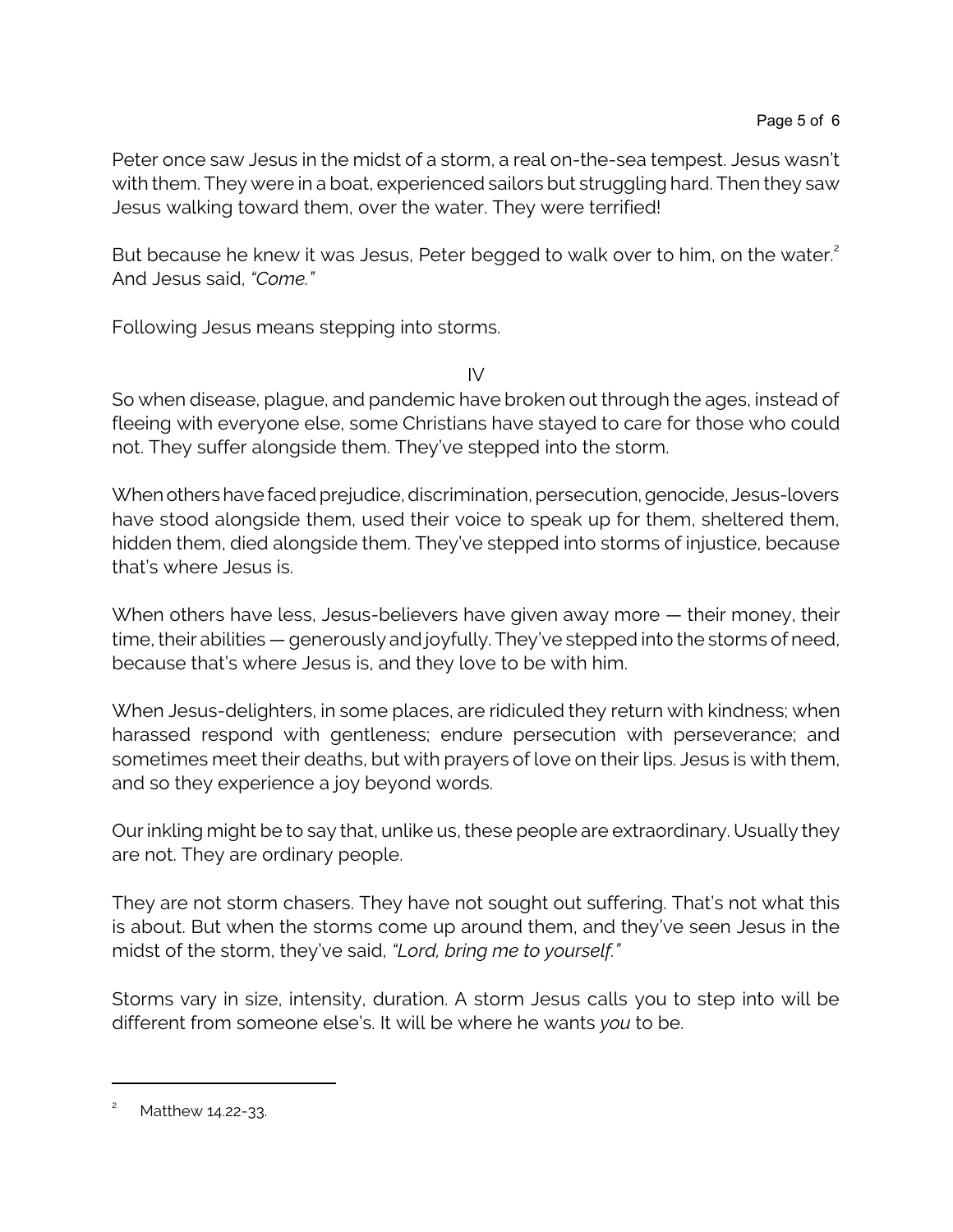Peter once saw Jesus in the midst of a storm, a real on-the-sea tempest. Jesus wasn't with them. They were in a boat, experienced sailors but struggling hard. Then they saw Jesus walking toward them, over the water. They were terrified!

But because he knew it was Jesus, Peter begged to walk over to him, on the water.[2] And Jesus said, *"Come."*

Following Jesus means stepping into storms.

## IV

So when disease, plague, and pandemic have broken out through the ages, instead of fleeing with everyone else, some Christians have stayed to care for those who could not. They suffer alongside them. They've stepped into the storm.

When others have faced prejudice, discrimination, persecution, genocide, Jesus-lovers have stood alongside them, used their voice to speak up for them, sheltered them, hidden them, died alongside them. They've stepped into storms of injustice, because that's where Jesus is.

When others have less, Jesus-believers have given away more — their money, their time, their abilities — generously and joyfully. They've stepped into the storms of need, because that's where Jesus is, and they love to be with him.

When Jesus-delighters, in some places, are ridiculed they return with kindness; when harassed respond with gentleness; endure persecution with perseverance; and sometimes meet their deaths, but with prayers of love on their lips. Jesus is with them, and so they experience a joy beyond words.

Our inkling might be to say that, unlike us, these people are extraordinary. Usually they are not. They are ordinary people.

They are not storm chasers. They have not sought out suffering. That's not what this is about. But when the storms come up around them, and they've seen Jesus in the midst of the storm, they've said, *"Lord, bring me to yourself."*

Storms vary in size, intensity, duration. A storm Jesus calls you to step into will be different from someone else's. It will be where he wants *you* to be.

---

[2] Matthew 14.22-33.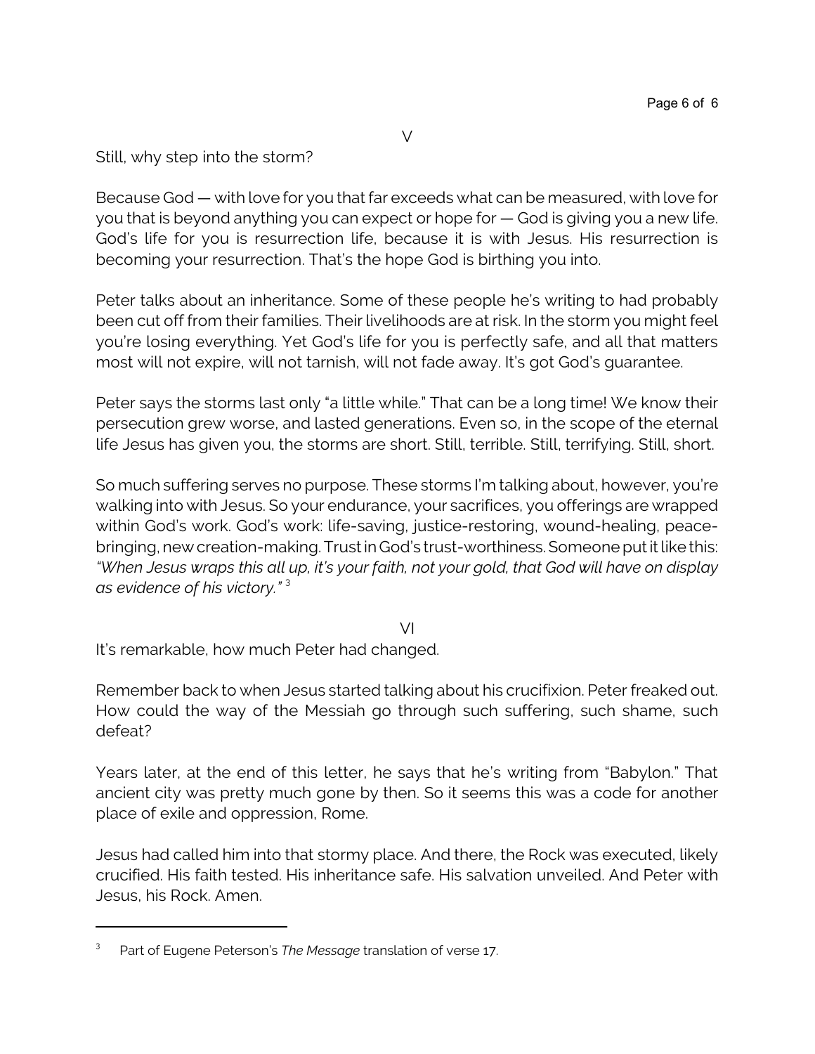V

Still, why step into the storm?

Because God — with love for you that far exceeds what can be measured, with love for you that is beyond anything you can expect or hope for — God is giving you a new life. God's life for you is resurrection life, because it is with Jesus. His resurrection is becoming your resurrection. That's the hope God is birthing you into.

Peter talks about an inheritance. Some of these people he's writing to had probably been cut off from their families. Their livelihoods are at risk. In the storm you might feel you're losing everything. Yet God's life for you is perfectly safe, and all that matters most will not expire, will not tarnish, will not fade away. It's got God's guarantee.

Peter says the storms last only "a little while." That can be a long time! We know their persecution grew worse, and lasted generations. Even so, in the scope of the eternal life Jesus has given you, the storms are short. Still, terrible. Still, terrifying. Still, short.

So much suffering serves no purpose. These storms I'm talking about, however, you're walking into with Jesus. So your endurance, your sacrifices, you offerings are wrapped within God's work. God's work: life-saving, justice-restoring, wound-healing, peace-bringing, new creation-making. Trust in God's trust-worthiness. Someone put it like this: *"When Jesus wraps this all up, it's your faith, not your gold, that God will have on display as evidence of his victory."* [3]

VI

It's remarkable, how much Peter had changed.

Remember back to when Jesus started talking about his crucifixion. Peter freaked out. How could the way of the Messiah go through such suffering, such shame, such defeat?

Years later, at the end of this letter, he says that he's writing from "Babylon." That ancient city was pretty much gone by then. So it seems this was a code for another place of exile and oppression, Rome.

Jesus had called him into that stormy place. And there, the Rock was executed, likely crucified. His faith tested. His inheritance safe. His salvation unveiled. And Peter with Jesus, his Rock. Amen.

---

[3] Part of Eugene Peterson's *The Message* translation of verse 17.